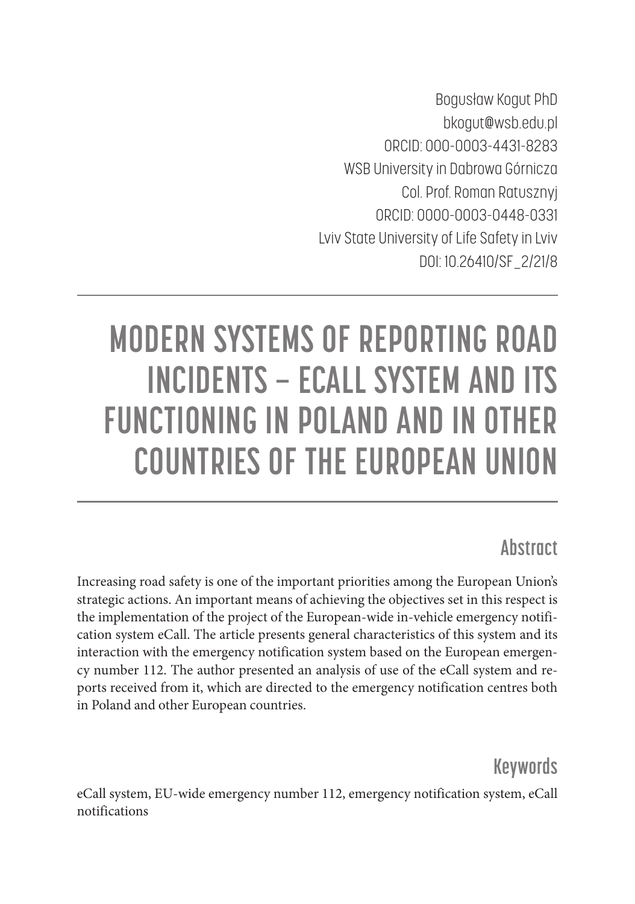Bogusław Kogut PhD
bkogut@wsb.edu.pl
ORCID: 000-0003-4431-8283
WSB University in Dabrowa Górnicza
Col. Prof. Roman Ratusznyj
ORCID: 0000-0003-0448-0331
Lviv State University of Life Safety in Lviv
DOI: 10.26410/SF_2/21/8

# MODERN SYSTEMS OF REPORTING ROAD INCIDENTS – ECALL SYSTEM AND ITS FUNCTIONING IN POLAND AND IN OTHER COUNTRIES OF THE EUROPEAN UNION

## Abstract

Increasing road safety is one of the important priorities among the European Union's strategic actions. An important means of achieving the objectives set in this respect is the implementation of the project of the European-wide in-vehicle emergency notification system eCall. The article presents general characteristics of this system and its interaction with the emergency notification system based on the European emergency number 112. The author presented an analysis of use of the eCall system and reports received from it, which are directed to the emergency notification centres both in Poland and other European countries.

## Keywords

eCall system, EU-wide emergency number 112, emergency notification system, eCall notifications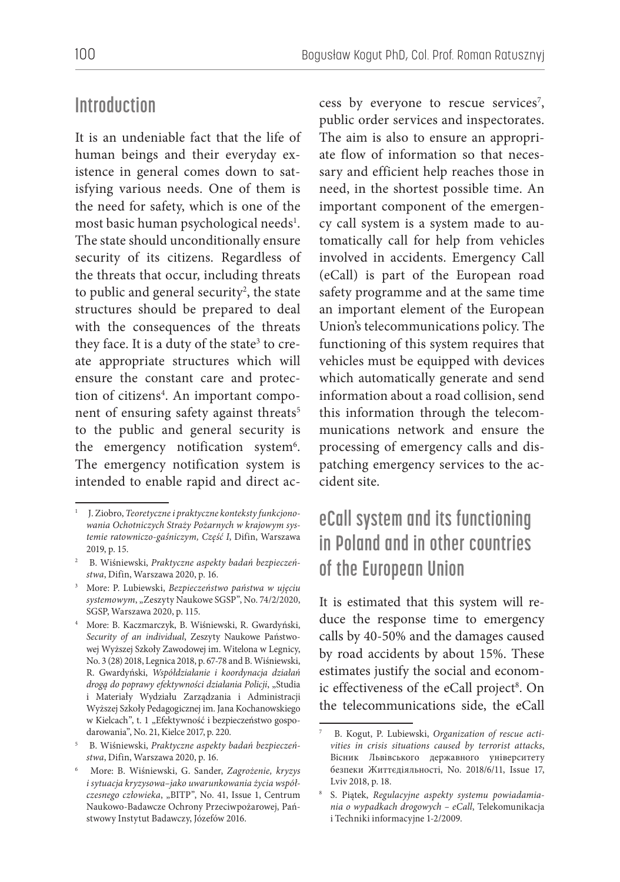## Introduction

It is an undeniable fact that the life of human beings and their everyday existence in general comes down to satisfying various needs. One of them is the need for safety, which is one of the most basic human psychological needs[1]. The state should unconditionally ensure security of its citizens. Regardless of the threats that occur, including threats to public and general security[2], the state structures should be prepared to deal with the consequences of the threats they face. It is a duty of the state[3] to create appropriate structures which will ensure the constant care and protection of citizens[4]. An important component of ensuring safety against threats[5] to the public and general security is the emergency notification system[6]. The emergency notification system is intended to enable rapid and direct access by everyone to rescue services[7], public order services and inspectorates. The aim is also to ensure an appropriate flow of information so that necessary and efficient help reaches those in need, in the shortest possible time. An important component of the emergency call system is a system made to automatically call for help from vehicles involved in accidents. Emergency Call (eCall) is part of the European road safety programme and at the same time an important element of the European Union's telecommunications policy. The functioning of this system requires that vehicles must be equipped with devices which automatically generate and send information about a road collision, send this information through the telecommunications network and ensure the processing of emergency calls and dispatching emergency services to the accident site.

## eCall system and its functioning in Poland and in other countries of the European Union

It is estimated that this system will reduce the response time to emergency calls by 40-50% and the damages caused by road accidents by about 15%. These estimates justify the social and economic effectiveness of the eCall project[8]. On the telecommunications side, the eCall

---

1. J. Ziobro, *Teoretyczne i praktyczne konteksty funkcjonowania Ochotniczych Straży Pożarnych w krajowym systemie ratowniczo-gaśniczym, Część I*, Difin, Warszawa 2019, p. 15.
2. B. Wiśniewski, *Praktyczne aspekty badań bezpieczeństwa*, Difin, Warszawa 2020, p. 16.
3. More: P. Lubiewski, *Bezpieczeństwo państwa w ujęciu systemowym*, „Zeszyty Naukowe SGSP", No. 74/2/2020, SGSP, Warszawa 2020, p. 115.
4. More: B. Kaczmarczyk, B. Wiśniewski, R. Gwardyński, *Security of an individual*, Zeszyty Naukowe Państwowej Wyższej Szkoły Zawodowej im. Witelona w Legnicy, No. 3 (28) 2018, Legnica 2018, p. 67-78 and B. Wiśniewski, R. Gwardyński, *Współdziałanie i koordynacja działań drogą do poprawy efektywności działania Policji*, „Studia i Materiały Wydziału Zarządzania i Administracji Wyższej Szkoły Pedagogicznej im. Jana Kochanowskiego w Kielcach", t. 1 „Efektywność i bezpieczeństwo gospodarowania", No. 21, Kielce 2017, p. 220.
5. B. Wiśniewski, *Praktyczne aspekty badań bezpieczeństwa*, Difin, Warszawa 2020, p. 16.
6. More: B. Wiśniewski, G. Sander, *Zagrożenie, kryzys i sytuacja kryzysowa–jako uwarunkowania życia współczesnego człowieka*, „BITP", No. 41, Issue 1, Centrum Naukowo-Badawcze Ochrony Przeciwpożarowej, Państwowy Instytut Badawczy, Józefów 2016.
7. B. Kogut, P. Lubiewski, *Organization of rescue activities in crisis situations caused by terrorist attacks*, Вісник Львівського державного університету безпеки Життєдіяльності, No. 2018/6/11, Issue 17, Lviv 2018, p. 18.
8. S. Piątek, *Regulacyjne aspekty systemu powiadamiania o wypadkach drogowych – eCall*, Telekomunikacja i Techniki informacyjne 1-2/2009.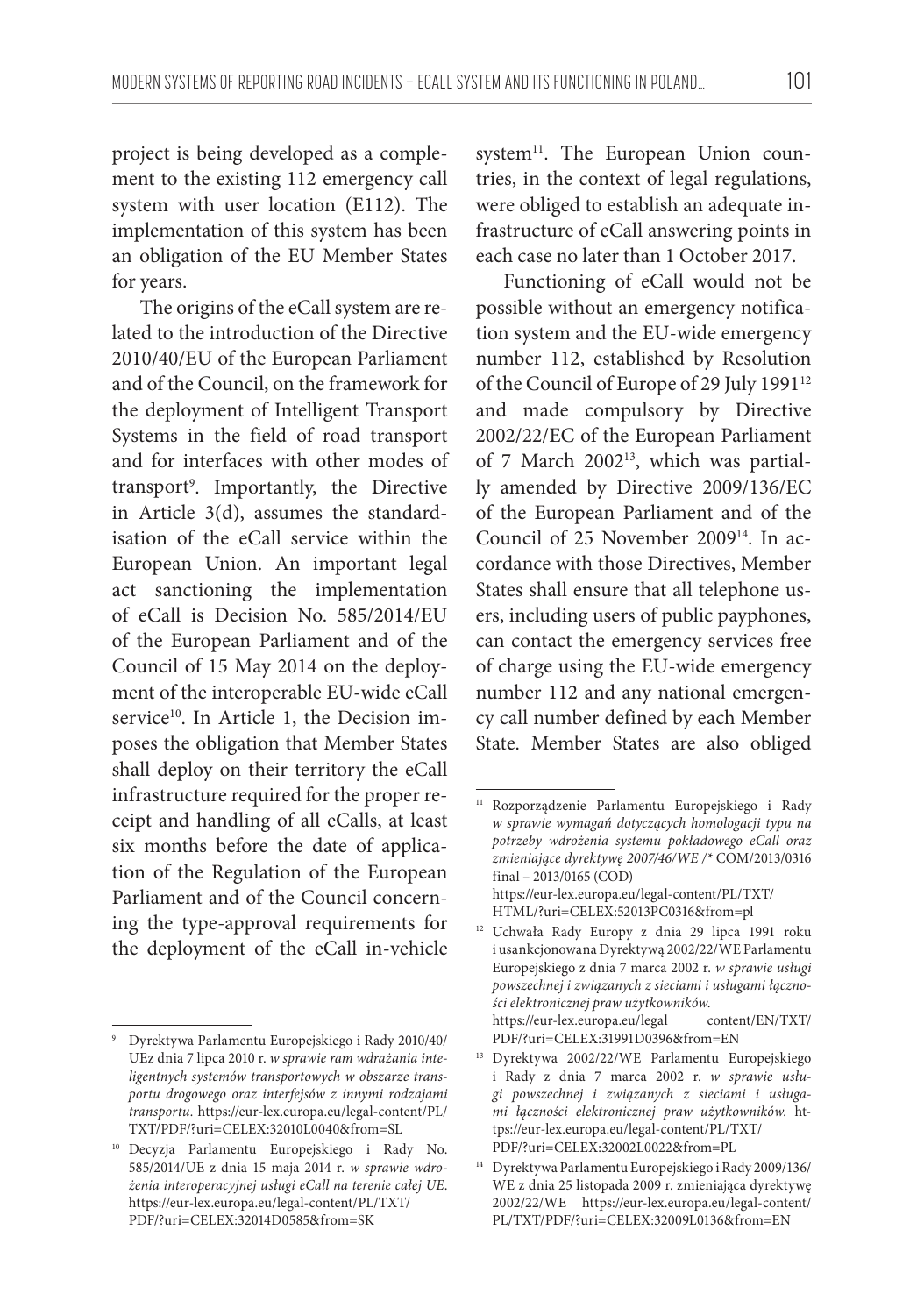project is being developed as a complement to the existing 112 emergency call system with user location (E112). The implementation of this system has been an obligation of the EU Member States for years.

The origins of the eCall system are related to the introduction of the Directive 2010/40/EU of the European Parliament and of the Council, on the framework for the deployment of Intelligent Transport Systems in the field of road transport and for interfaces with other modes of transport[9]. Importantly, the Directive in Article 3(d), assumes the standardisation of the eCall service within the European Union. An important legal act sanctioning the implementation of eCall is Decision No. 585/2014/EU of the European Parliament and of the Council of 15 May 2014 on the deployment of the interoperable EU-wide eCall service[10]. In Article 1, the Decision imposes the obligation that Member States shall deploy on their territory the eCall infrastructure required for the proper receipt and handling of all eCalls, at least six months before the date of application of the Regulation of the European Parliament and of the Council concerning the type-approval requirements for the deployment of the eCall in-vehicle system[11]. The European Union countries, in the context of legal regulations, were obliged to establish an adequate infrastructure of eCall answering points in each case no later than 1 October 2017.

Functioning of eCall would not be possible without an emergency notification system and the EU-wide emergency number 112, established by Resolution of the Council of Europe of 29 July 1991[12] and made compulsory by Directive 2002/22/EC of the European Parliament of 7 March 2002[13], which was partially amended by Directive 2009/136/EC of the European Parliament and of the Council of 25 November 2009[14]. In accordance with those Directives, Member States shall ensure that all telephone users, including users of public payphones, can contact the emergency services free of charge using the EU-wide emergency number 112 and any national emergency call number defined by each Member State. Member States are also obliged

---

[9] Dyrektywa Parlamentu Europejskiego i Rady 2010/40/UEz dnia 7 lipca 2010 r. *w sprawie ram wdrażania inteligentnych systemów transportowych w obszarze transportu drogowego oraz interfejsów z innymi rodzajami transportu*. https://eur-lex.europa.eu/legal-content/PL/TXT/PDF/?uri=CELEX:32010L0040&from=SL

[10] Decyzja Parlamentu Europejskiego i Rady No. 585/2014/UE z dnia 15 maja 2014 r. *w sprawie wdrożenia interoperacyjnej usługi eCall na terenie całej UE*. https://eur-lex.europa.eu/legal-content/PL/TXT/PDF/?uri=CELEX:32014D0585&from=SK

[11] Rozporządzenie Parlamentu Europejskiego i Rady *w sprawie wymagań dotyczących homologacji typu na potrzeby wdrożenia systemu pokładowego eCall oraz zmieniające dyrektywę 2007/46/WE* /* COM/2013/0316 final – 2013/0165 (COD) https://eur-lex.europa.eu/legal-content/PL/TXT/HTML/?uri=CELEX:52013PC0316&from=pl

[12] Uchwała Rady Europy z dnia 29 lipca 1991 roku i usankcjonowana Dyrektywą 2002/22/WE Parlamentu Europejskiego z dnia 7 marca 2002 r. *w sprawie usługi powszechnej i związanych z sieciami i usługami łączności elektronicznej praw użytkowników*. https://eur-lex.europa.eu/legal content/EN/TXT/PDF/?uri=CELEX:31991D0396&from=EN

[13] Dyrektywa 2002/22/WE Parlamentu Europejskiego i Rady z dnia 7 marca 2002 r. *w sprawie usługi powszechnej i związanych z sieciami i usługami łączności elektronicznej praw użytkowników*. https://eur-lex.europa.eu/legal-content/PL/TXT/PDF/?uri=CELEX:32002L0022&from=PL

[14] Dyrektywa Parlamentu Europejskiego i Rady 2009/136/WE z dnia 25 listopada 2009 r. zmieniająca dyrektywę 2002/22/WE https://eur-lex.europa.eu/legal-content/PL/TXT/PDF/?uri=CELEX:32009L0136&from=EN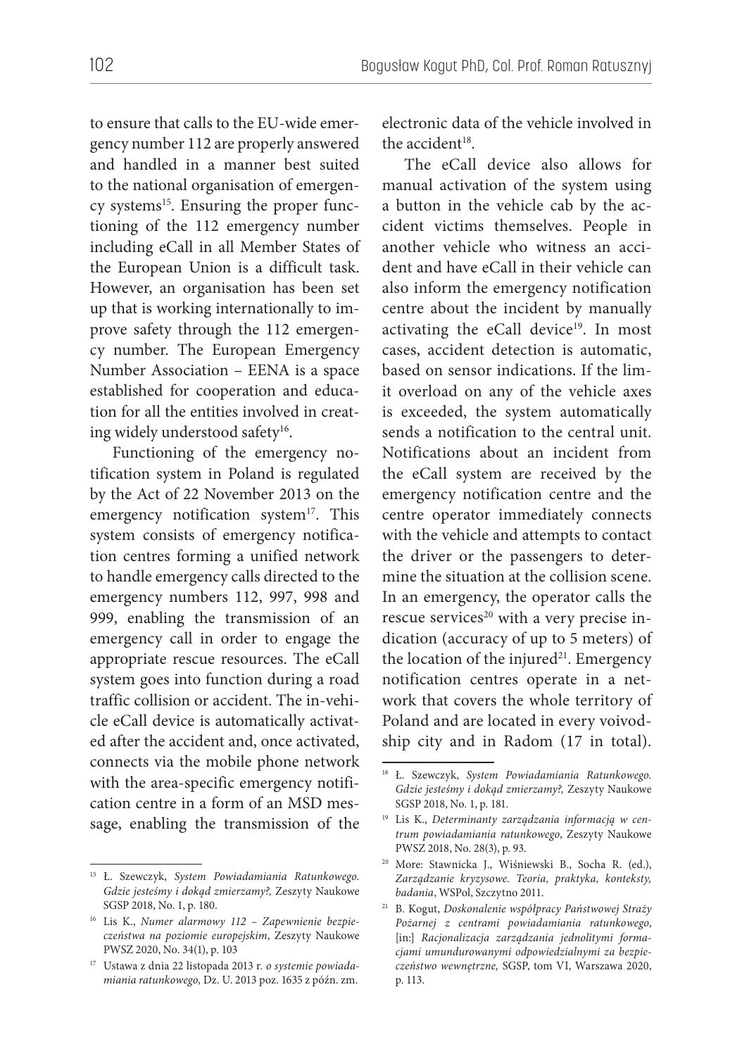to ensure that calls to the EU-wide emergency number 112 are properly answered and handled in a manner best suited to the national organisation of emergency systems[15]. Ensuring the proper functioning of the 112 emergency number including eCall in all Member States of the European Union is a difficult task. However, an organisation has been set up that is working internationally to improve safety through the 112 emergency number. The European Emergency Number Association – EENA is a space established for cooperation and education for all the entities involved in creating widely understood safety[16].

Functioning of the emergency notification system in Poland is regulated by the Act of 22 November 2013 on the emergency notification system[17]. This system consists of emergency notification centres forming a unified network to handle emergency calls directed to the emergency numbers 112, 997, 998 and 999, enabling the transmission of an emergency call in order to engage the appropriate rescue resources. The eCall system goes into function during a road traffic collision or accident. The in-vehicle eCall device is automatically activated after the accident and, once activated, connects via the mobile phone network with the area-specific emergency notification centre in a form of an MSD message, enabling the transmission of the electronic data of the vehicle involved in the accident[18].

The eCall device also allows for manual activation of the system using a button in the vehicle cab by the accident victims themselves. People in another vehicle who witness an accident and have eCall in their vehicle can also inform the emergency notification centre about the incident by manually activating the eCall device[19]. In most cases, accident detection is automatic, based on sensor indications. If the limit overload on any of the vehicle axes is exceeded, the system automatically sends a notification to the central unit. Notifications about an incident from the eCall system are received by the emergency notification centre and the centre operator immediately connects with the vehicle and attempts to contact the driver or the passengers to determine the situation at the collision scene. In an emergency, the operator calls the rescue services[20] with a very precise indication (accuracy of up to 5 meters) of the location of the injured[21]. Emergency notification centres operate in a network that covers the whole territory of Poland and are located in every voivodship city and in Radom (17 in total).

---

[15] Ł. Szewczyk, *System Powiadamiania Ratunkowego. Gdzie jesteśmy i dokąd zmierzamy?,* Zeszyty Naukowe SGSP 2018, No. 1, p. 180.

[16] Lis K., *Numer alarmowy 112 – Zapewnienie bezpieczeństwa na poziomie europejskim*, Zeszyty Naukowe PWSZ 2020, No. 34(1), p. 103

[17] Ustawa z dnia 22 listopada 2013 r. *o systemie powiadamiania ratunkowego,* Dz. U. 2013 poz. 1635 z późn. zm.

[18] Ł. Szewczyk, *System Powiadamiania Ratunkowego. Gdzie jesteśmy i dokąd zmierzamy?,* Zeszyty Naukowe SGSP 2018, No. 1, p. 181.

[19] Lis K., *Determinanty zarządzania informacją w centrum powiadamiania ratunkowego*, Zeszyty Naukowe PWSZ 2018, No. 28(3), p. 93.

[20] More: Stawnicka J., Wiśniewski B., Socha R. (ed.), *Zarządzanie kryzysowe. Teoria, praktyka, konteksty, badania*, WSPol, Szczytno 2011.

[21] B. Kogut, *Doskonalenie współpracy Państwowej Straży Pożarnej z centrami powiadamiania ratunkowego*, [in:] *Racjonalizacja zarządzania jednolitymi formacjami umundurowanymi odpowiedzialnymi za bezpieczeństwo wewnętrzne,* SGSP, tom VI, Warszawa 2020, p. 113.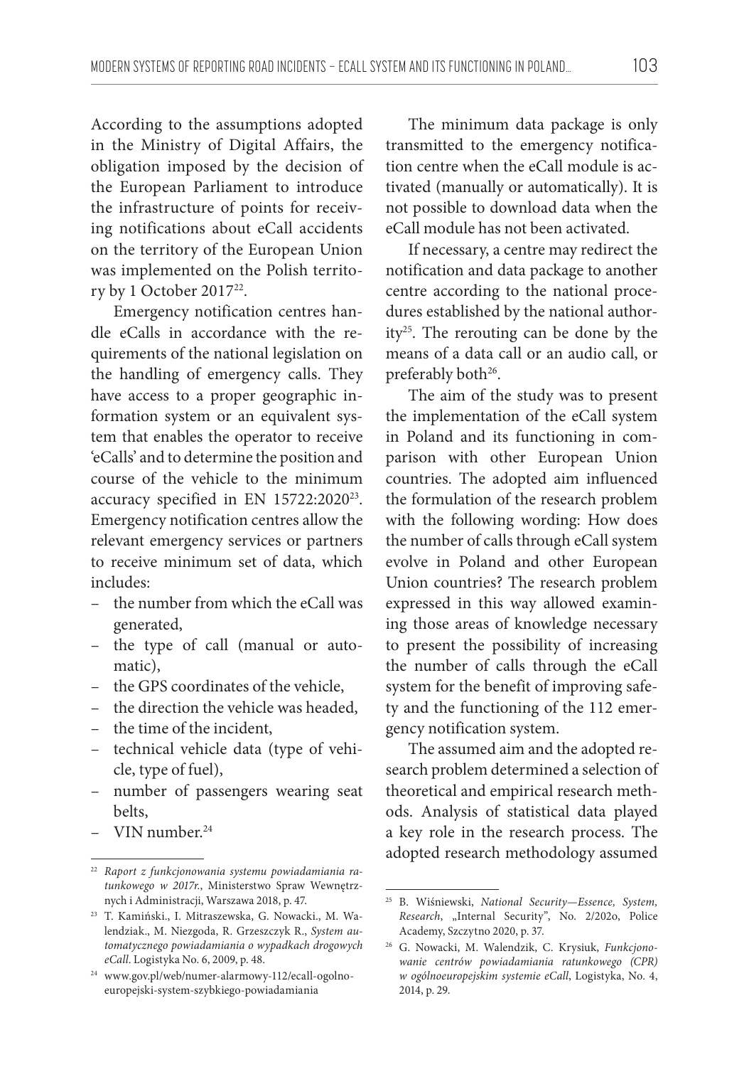According to the assumptions adopted in the Ministry of Digital Affairs, the obligation imposed by the decision of the European Parliament to introduce the infrastructure of points for receiving notifications about eCall accidents on the territory of the European Union was implemented on the Polish territory by 1 October 2017[22].

Emergency notification centres handle eCalls in accordance with the requirements of the national legislation on the handling of emergency calls. They have access to a proper geographic information system or an equivalent system that enables the operator to receive 'eCalls' and to determine the position and course of the vehicle to the minimum accuracy specified in EN 15722:2020[23]. Emergency notification centres allow the relevant emergency services or partners to receive minimum set of data, which includes:

- the number from which the eCall was generated,
- the type of call (manual or automatic),
- the GPS coordinates of the vehicle,
- the direction the vehicle was headed,
- the time of the incident,
- technical vehicle data (type of vehicle, type of fuel),
- number of passengers wearing seat belts,
- VIN number.[24]

The minimum data package is only transmitted to the emergency notification centre when the eCall module is activated (manually or automatically). It is not possible to download data when the eCall module has not been activated.

If necessary, a centre may redirect the notification and data package to another centre according to the national procedures established by the national authority[25]. The rerouting can be done by the means of a data call or an audio call, or preferably both[26].

The aim of the study was to present the implementation of the eCall system in Poland and its functioning in comparison with other European Union countries. The adopted aim influenced the formulation of the research problem with the following wording: How does the number of calls through eCall system evolve in Poland and other European Union countries? The research problem expressed in this way allowed examining those areas of knowledge necessary to present the possibility of increasing the number of calls through the eCall system for the benefit of improving safety and the functioning of the 112 emergency notification system.

The assumed aim and the adopted research problem determined a selection of theoretical and empirical research methods. Analysis of statistical data played a key role in the research process. The adopted research methodology assumed

---

[22] *Raport z funkcjonowania systemu powiadamiania ratunkowego w 2017r.*, Ministerstwo Spraw Wewnętrznych i Administracji, Warszawa 2018, p. 47.

[23] T. Kamiński., I. Mitraszewska, G. Nowacki., M. Walendziak., M. Niezgoda, R. Grzeszczyk R., *System automatycznego powiadamiania o wypadkach drogowych eCall*. Logistyka No. 6, 2009, p. 48.

[24] www.gov.pl/web/numer-alarmowy-112/ecall-ogolnoeuropejski-system-szybkiego-powiadamiania

[25] B. Wiśniewski, *National Security—Essence, System, Research*, „Internal Security", No. 2/202o, Police Academy, Szczytno 2020, p. 37.

[26] G. Nowacki, M. Walendzik, C. Krysiuk, *Funkcjonowanie centrów powiadamiania ratunkowego (CPR) w ogólnoeuropejskim systemie eCall*, Logistyka, No. 4, 2014, p. 29.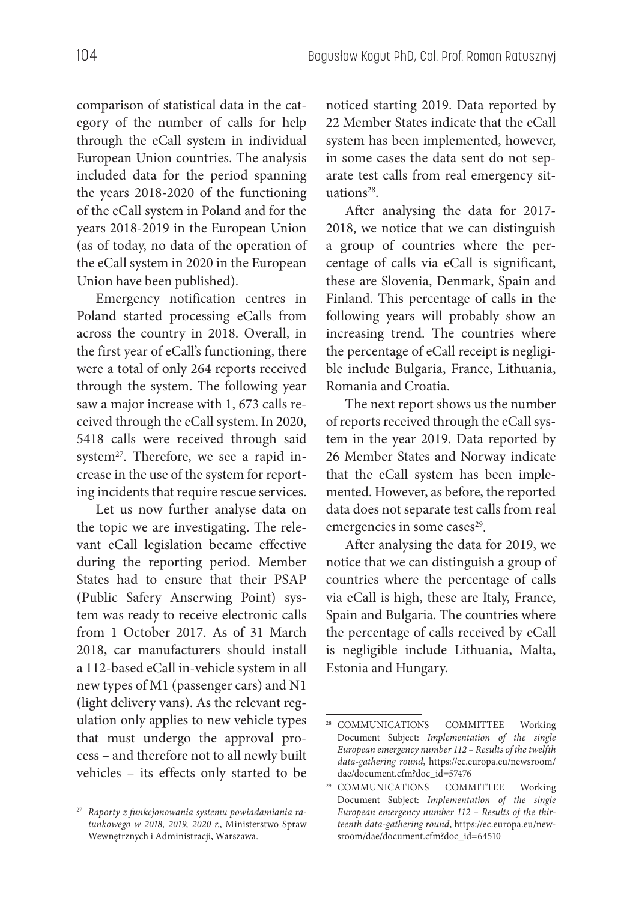comparison of statistical data in the category of the number of calls for help through the eCall system in individual European Union countries. The analysis included data for the period spanning the years 2018-2020 of the functioning of the eCall system in Poland and for the years 2018-2019 in the European Union (as of today, no data of the operation of the eCall system in 2020 in the European Union have been published).

Emergency notification centres in Poland started processing eCalls from across the country in 2018. Overall, in the first year of eCall's functioning, there were a total of only 264 reports received through the system. The following year saw a major increase with 1, 673 calls received through the eCall system. In 2020, 5418 calls were received through said system[27]. Therefore, we see a rapid increase in the use of the system for reporting incidents that require rescue services.

Let us now further analyse data on the topic we are investigating. The relevant eCall legislation became effective during the reporting period. Member States had to ensure that their PSAP (Public Safery Anserwing Point) system was ready to receive electronic calls from 1 October 2017. As of 31 March 2018, car manufacturers should install a 112-based eCall in-vehicle system in all new types of M1 (passenger cars) and N1 (light delivery vans). As the relevant regulation only applies to new vehicle types that must undergo the approval process – and therefore not to all newly built vehicles – its effects only started to be noticed starting 2019. Data reported by 22 Member States indicate that the eCall system has been implemented, however, in some cases the data sent do not separate test calls from real emergency situations[28].

After analysing the data for 2017-2018, we notice that we can distinguish a group of countries where the percentage of calls via eCall is significant, these are Slovenia, Denmark, Spain and Finland. This percentage of calls in the following years will probably show an increasing trend. The countries where the percentage of eCall receipt is negligible include Bulgaria, France, Lithuania, Romania and Croatia.

The next report shows us the number of reports received through the eCall system in the year 2019. Data reported by 26 Member States and Norway indicate that the eCall system has been implemented. However, as before, the reported data does not separate test calls from real emergencies in some cases[29].

After analysing the data for 2019, we notice that we can distinguish a group of countries where the percentage of calls via eCall is high, these are Italy, France, Spain and Bulgaria. The countries where the percentage of calls received by eCall is negligible include Lithuania, Malta, Estonia and Hungary.

---

[27] *Raporty z funkcjonowania systemu powiadamiania ratunkowego w 2018, 2019, 2020 r.*, Ministerstwo Spraw Wewnętrznych i Administracji, Warszawa.

[28] COMMUNICATIONS COMMITTEE Working Document Subject: *Implementation of the single European emergency number 112 – Results of the twelfth data-gathering round*, https://ec.europa.eu/newsroom/dae/document.cfm?doc_id=57476

[29] COMMUNICATIONS COMMITTEE Working Document Subject: *Implementation of the single European emergency number 112 – Results of the thirteenth data-gathering round*, https://ec.europa.eu/newsroom/dae/document.cfm?doc_id=64510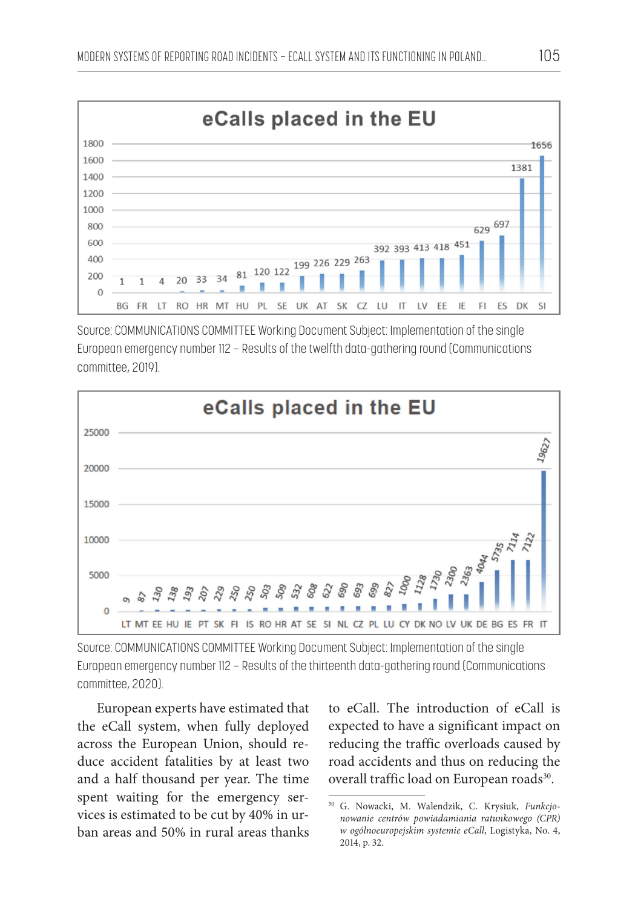**eCalls placed in the EU**

| Country | eCalls |
| --- | --- |
| BG | 1 |
| FR | 1 |
| LT | 4 |
| RO | 20 |
| HR | 33 |
| MT | 34 |
| HU | 81 |
| PL | 120 |
| SE | 122 |
| UK | 199 |
| AT | 226 |
| SK | 229 |
| CZ | 263 |
| LU | 392 |
| IT | 393 |
| LV | 413 |
| EE | 418 |
| IE | 451 |
| FI | 629 |
| ES | 697 |
| DK | 1381 |
| SI | 1656 |

Source: COMMUNICATIONS COMMITTEE Working Document Subject: Implementation of the single European emergency number 112 – Results of the twelfth data-gathering round (Communications committee, 2019).

**eCalls placed in the EU**

| Country | eCalls |
| --- | --- |
| LT | 9 |
| MT | 87 |
| EE | 130 |
| HU | 138 |
| IE | 193 |
| PT | 207 |
| SK | 229 |
| FI | 250 |
| IS | 250 |
| RO | 503 |
| HR | 509 |
| AT | 532 |
| SE | 608 |
| SI | 622 |
| NL | 690 |
| CZ | 693 |
| PL | 699 |
| LU | 827 |
| CY | 1000 |
| DK | 1128 |
| NO | 1730 |
| LV | 2300 |
| UK | 2363 |
| DE | 4044 |
| BG | 5735 |
| ES | 7114 |
| FR | 7122 |
| IT | 19627 |

Source: COMMUNICATIONS COMMITTEE Working Document Subject: Implementation of the single European emergency number 112 – Results of the thirteenth data-gathering round (Communications committee, 2020).

European experts have estimated that the eCall system, when fully deployed across the European Union, should reduce accident fatalities by at least two and a half thousand per year. The time spent waiting for the emergency services is estimated to be cut by 40% in urban areas and 50% in rural areas thanks to eCall. The introduction of eCall is expected to have a significant impact on reducing the traffic overloads caused by road accidents and thus on reducing the overall traffic load on European roads[30].

[30] G. Nowacki, M. Walendzik, C. Krysiuk, *Funkcjonowanie centrów powiadamiania ratunkowego (CPR) w ogólnoeuropejskim systemie eCall*, Logistyka, No. 4, 2014, p. 32.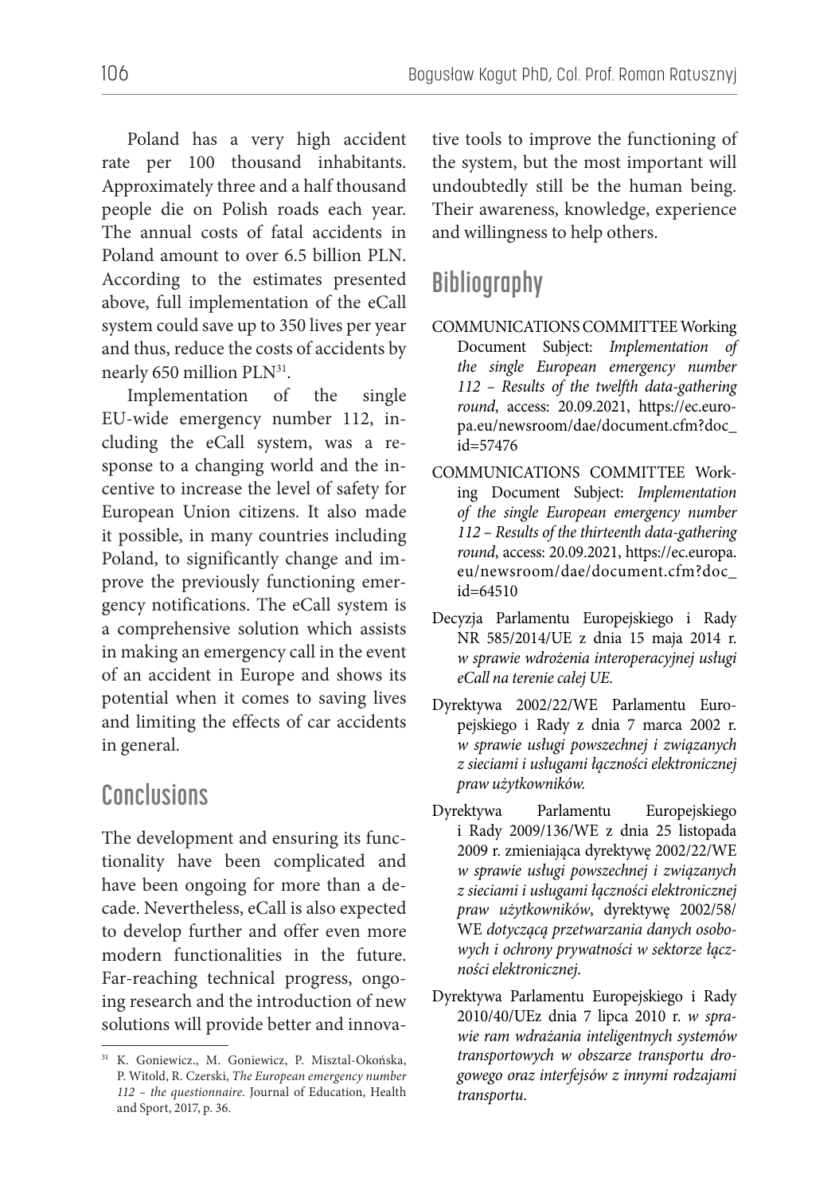Poland has a very high accident rate per 100 thousand inhabitants. Approximately three and a half thousand people die on Polish roads each year. The annual costs of fatal accidents in Poland amount to over 6.5 billion PLN. According to the estimates presented above, full implementation of the eCall system could save up to 350 lives per year and thus, reduce the costs of accidents by nearly 650 million PLN[31].

Implementation of the single EU-wide emergency number 112, including the eCall system, was a response to a changing world and the incentive to increase the level of safety for European Union citizens. It also made it possible, in many countries including Poland, to significantly change and improve the previously functioning emergency notifications. The eCall system is a comprehensive solution which assists in making an emergency call in the event of an accident in Europe and shows its potential when it comes to saving lives and limiting the effects of car accidents in general.

## Conclusions

The development and ensuring its functionality have been complicated and have been ongoing for more than a decade. Nevertheless, eCall is also expected to develop further and offer even more modern functionalities in the future. Far-reaching technical progress, ongoing research and the introduction of new solutions will provide better and innovative tools to improve the functioning of the system, but the most important will undoubtedly still be the human being. Their awareness, knowledge, experience and willingness to help others.

## Bibliography

- COMMUNICATIONS COMMITTEE Working Document Subject: *Implementation of the single European emergency number 112 – Results of the twelfth data-gathering round*, access: 20.09.2021, https://ec.europa.eu/newsroom/dae/document.cfm?doc_id=57476
- COMMUNICATIONS COMMITTEE Working Document Subject: *Implementation of the single European emergency number 112 – Results of the thirteenth data-gathering round*, access: 20.09.2021, https://ec.europa.eu/newsroom/dae/document.cfm?doc_id=64510
- Decyzja Parlamentu Europejskiego i Rady NR 585/2014/UE z dnia 15 maja 2014 r. *w sprawie wdrożenia interoperacyjnej usługi eCall na terenie całej UE*.
- Dyrektywa 2002/22/WE Parlamentu Europejskiego i Rady z dnia 7 marca 2002 r. *w sprawie usługi powszechnej i związanych z sieciami i usługami łączności elektronicznej praw użytkowników.*
- Dyrektywa Parlamentu Europejskiego i Rady 2009/136/WE z dnia 25 listopada 2009 r. zmieniająca dyrektywę 2002/22/WE *w sprawie usługi powszechnej i związanych z sieciami i usługami łączności elektronicznej praw użytkowników*, dyrektywę 2002/58/WE *dotyczącą przetwarzania danych osobowych i ochrony prywatności w sektorze łączności elektronicznej*.
- Dyrektywa Parlamentu Europejskiego i Rady 2010/40/UEz dnia 7 lipca 2010 r. *w sprawie ram wdrażania inteligentnych systemów transportowych w obszarze transportu drogowego oraz interfejsów z innymi rodzajami transportu*.

[31] K. Goniewicz., M. Goniewicz, P. Misztal-Okońska, P. Witold, R. Czerski, *The European emergency number 112 – the questionnaire.* Journal of Education, Health and Sport, 2017, p. 36.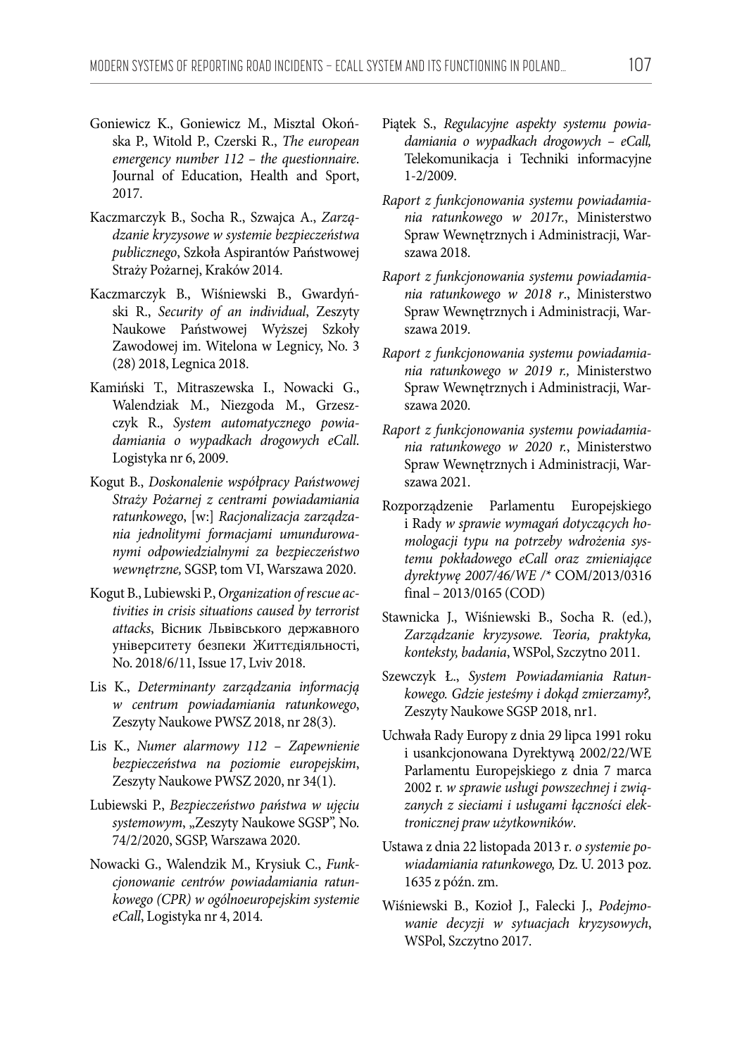Goniewicz K., Goniewicz M., Misztal Okońska P., Witold P., Czerski R., *The european emergency number 112 – the questionnaire*. Journal of Education, Health and Sport, 2017.

Kaczmarczyk B., Socha R., Szwajca A., *Zarządzanie kryzysowe w systemie bezpieczeństwa publicznego*, Szkoła Aspirantów Państwowej Straży Pożarnej, Kraków 2014.

Kaczmarczyk B., Wiśniewski B., Gwardyński R., *Security of an individual*, Zeszyty Naukowe Państwowej Wyższej Szkoły Zawodowej im. Witelona w Legnicy, No. 3 (28) 2018, Legnica 2018.

Kamiński T., Mitraszewska I., Nowacki G., Walendziak M., Niezgoda M., Grzeszczyk R., *System automatycznego powiadamiania o wypadkach drogowych eCall*. Logistyka nr 6, 2009.

Kogut B., *Doskonalenie współpracy Państwowej Straży Pożarnej z centrami powiadamiania ratunkowego*, [w:] *Racjonalizacja zarządzania jednolitymi formacjami umundurowanymi odpowiedzialnymi za bezpieczeństwo wewnętrzne,* SGSP, tom VI, Warszawa 2020.

Kogut B., Lubiewski P., *Organization of rescue activities in crisis situations caused by terrorist attacks*, Вісник Львівського державного університету безпеки Життєдіяльності, No. 2018/6/11, Issue 17, Lviv 2018.

Lis K., *Determinanty zarządzania informacją w centrum powiadamiania ratunkowego*, Zeszyty Naukowe PWSZ 2018, nr 28(3).

Lis K., *Numer alarmowy 112 – Zapewnienie bezpieczeństwa na poziomie europejskim*, Zeszyty Naukowe PWSZ 2020, nr 34(1).

Lubiewski P., *Bezpieczeństwo państwa w ujęciu systemowym*, „Zeszyty Naukowe SGSP", No. 74/2/2020, SGSP, Warszawa 2020.

Nowacki G., Walendzik M., Krysiuk C., *Funkcjonowanie centrów powiadamiania ratunkowego (CPR) w ogólnoeuropejskim systemie eCall*, Logistyka nr 4, 2014.

Piątek S., *Regulacyjne aspekty systemu powiadamiania o wypadkach drogowych – eCall,* Telekomunikacja i Techniki informacyjne 1-2/2009.

*Raport z funkcjonowania systemu powiadamiania ratunkowego w 2017r.*, Ministerstwo Spraw Wewnętrznych i Administracji, Warszawa 2018.

*Raport z funkcjonowania systemu powiadamiania ratunkowego w 2018 r*., Ministerstwo Spraw Wewnętrznych i Administracji, Warszawa 2019.

*Raport z funkcjonowania systemu powiadamiania ratunkowego w 2019 r.,* Ministerstwo Spraw Wewnętrznych i Administracji, Warszawa 2020.

*Raport z funkcjonowania systemu powiadamiania ratunkowego w 2020 r.*, Ministerstwo Spraw Wewnętrznych i Administracji, Warszawa 2021.

Rozporządzenie Parlamentu Europejskiego i Rady *w sprawie wymagań dotyczących homologacji typu na potrzeby wdrożenia systemu pokładowego eCall oraz zmieniające dyrektywę 2007/46/WE /** COM/2013/0316 final – 2013/0165 (COD)

Stawnicka J., Wiśniewski B., Socha R. (ed.), *Zarządzanie kryzysowe. Teoria, praktyka, konteksty, badania*, WSPol, Szczytno 2011.

Szewczyk Ł., *System Powiadamiania Ratunkowego. Gdzie jesteśmy i dokąd zmierzamy?,* Zeszyty Naukowe SGSP 2018, nr1.

Uchwała Rady Europy z dnia 29 lipca 1991 roku i usankcjonowana Dyrektywą 2002/22/WE Parlamentu Europejskiego z dnia 7 marca 2002 r. *w sprawie usługi powszechnej i związanych z sieciami i usługami łączności elektronicznej praw użytkowników*.

Ustawa z dnia 22 listopada 2013 r. *o systemie powiadamiania ratunkowego,* Dz. U. 2013 poz. 1635 z późn. zm.

Wiśniewski B., Kozioł J., Falecki J., *Podejmowanie decyzji w sytuacjach kryzysowych*, WSPol, Szczytno 2017.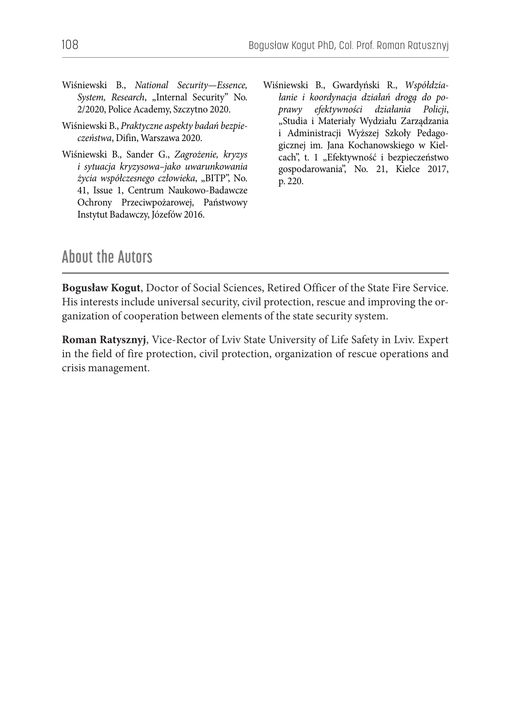Wiśniewski B., *National Security—Essence, System, Research*, „Internal Security" No. 2/2020, Police Academy, Szczytno 2020.

Wiśniewski B., *Praktyczne aspekty badań bezpieczeństwa*, Difin, Warszawa 2020.

Wiśniewski B., Sander G., *Zagrożenie, kryzys i sytuacja kryzysowa–jako uwarunkowania życia współczesnego człowieka*, „BITP", No. 41, Issue 1, Centrum Naukowo-Badawcze Ochrony Przeciwpożarowej, Państwowy Instytut Badawczy, Józefów 2016.

Wiśniewski B., Gwardyński R., *Współdziałanie i koordynacja działań drogą do poprawy efektywności działania Policji*, „Studia i Materiały Wydziału Zarządzania i Administracji Wyższej Szkoły Pedagogicznej im. Jana Kochanowskiego w Kielcach", t. 1 „Efektywność i bezpieczeństwo gospodarowania", No. 21, Kielce 2017, p. 220.

## About the Autors

**Bogusław Kogut**, Doctor of Social Sciences, Retired Officer of the State Fire Service. His interests include universal security, civil protection, rescue and improving the organization of cooperation between elements of the state security system.

**Roman Ratysznyj**, Vice-Rector of Lviv State University of Life Safety in Lviv. Expert in the field of fire protection, civil protection, organization of rescue operations and crisis management.